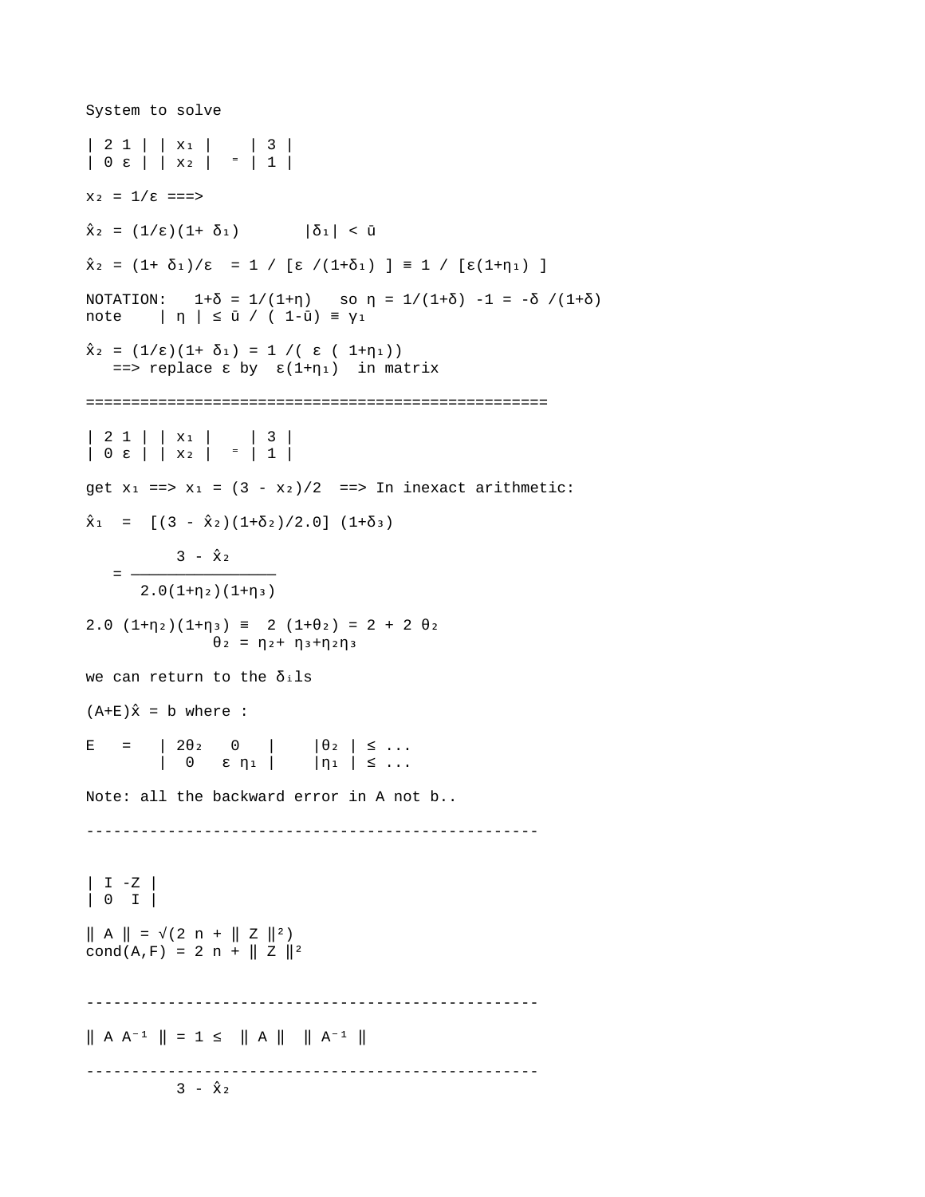System to solve

$$\begin{vmatrix} 2 & 1 \\ 0 & \varepsilon \end{vmatrix} \begin{vmatrix} x_1 \\ x_2 \end{vmatrix} = \begin{vmatrix} 3 \\ 1 \end{vmatrix}$$

$x_2 = 1/\varepsilon$ ===>

$\hat{x}_2 = (1/\varepsilon)(1+ \delta_1)$ $\quad |\delta_1| < \bar{u}$

$\hat{x}_2 = (1+ \delta_1)/\varepsilon = 1 / [\varepsilon /(1+\delta_1) ] \equiv 1 / [\varepsilon(1+\eta_1) ]$

NOTATION: $1+\delta = 1/(1+\eta)$ so $\eta = 1/(1+\delta) -1 = -\delta /(1+\delta)$
note $| \eta | \le \bar{u} / ( 1-\bar{u}) \equiv \gamma_1$

$\hat{x}_2 = (1/\varepsilon)(1+ \delta_1) = 1 /( \varepsilon ( 1+\eta_1))$
==> replace $\varepsilon$ by $\varepsilon(1+\eta_1)$ in matrix

================================================

$$\begin{vmatrix} 2 & 1 \\ 0 & \varepsilon \end{vmatrix} \begin{vmatrix} x_1 \\ x_2 \end{vmatrix} = \begin{vmatrix} 3 \\ 1 \end{vmatrix}$$

get $x_1$ ==> $x_1 = (3 - x_2)/2$ ==> In inexact arithmetic:

$$\hat{x}_1 = [(3 - \hat{x}_2)(1+\delta_2)/2.0] (1+\delta_3)$$

$$= \frac{3 - \hat{x}_2}{2.0(1+\eta_2)(1+\eta_3)}$$

$2.0 (1+\eta_2)(1+\eta_3) \equiv 2 (1+\theta_2) = 2 + 2 \theta_2$
$\theta_2 = \eta_2+ \eta_3+\eta_2\eta_3$

we can return to the $\delta_i$ls

$(A+E)\hat{x} = b$ where :

$$E = \begin{vmatrix} 2\theta_2 & 0 \\ 0 & \varepsilon \eta_1 \end{vmatrix} \qquad \begin{matrix} |\theta_2 | \le \ldots \\ |\eta_1 | \le \ldots \end{matrix}$$

Note: all the backward error in A not b..

-------------------------------------------------

$$\begin{vmatrix} I & -Z \\ 0 & I \end{vmatrix}$$

$\| A \| = \sqrt{2 n + \| Z \|^2}$
$\text{cond}(A,F) = 2 n + \| Z \|^2$

-------------------------------------------------

$\| A A^{-1} \| = 1 \le \| A \| \| A^{-1} \|$

-------------------------------------------------

$3 - \hat{x}_2$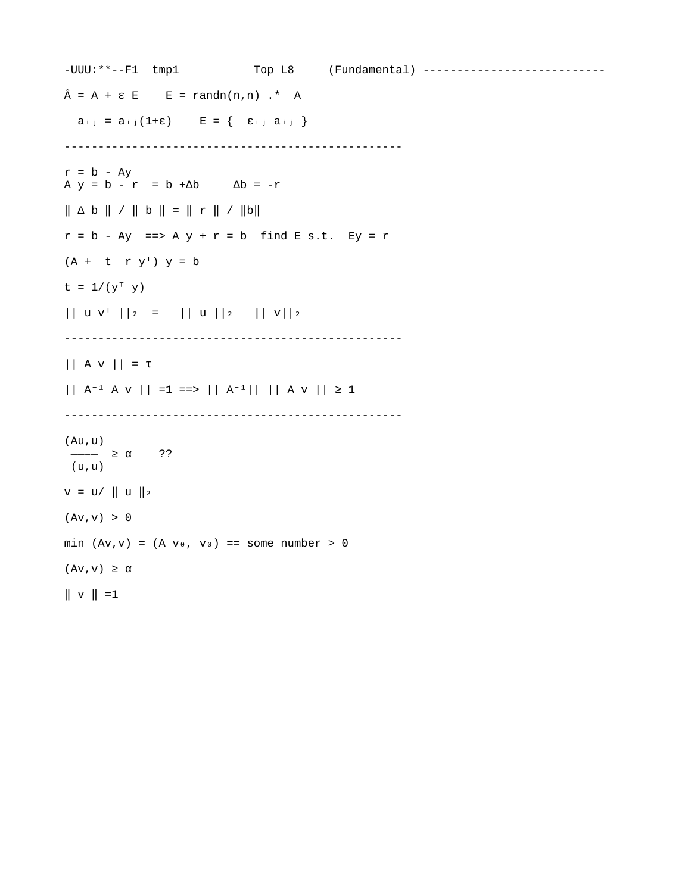-UUU:**--F1  tmp1           Top L8     (Fundamental) ---------------------------

$\hat{A} = A + \varepsilon E \quad E = \text{randn}(n,n) .* A$

$\hat{a}_{ij} = a_{ij}(1+\varepsilon) \quad E = \{ \varepsilon_{ij} a_{ij} \}$

-------------------------------------------------

$r = b - Ay$
$A y = b - r = b + \Delta b \quad \Delta b = -r$

$\| \Delta b \| / \| b \| = \| r \| / \|b\|$

$r = b - Ay \implies A y + r = b$  find $E$ s.t. $Ey = r$

$(A + t \, r y^T) y = b$

$t = 1/(y^T y)$

$\| u v^T \|_2 = \| u \|_2 \| v\|_2$

-------------------------------------------------

$\| A v \| = \tau$

$\| A^{-1} A v \| =1 \implies \| A^{-1}\| \, \| A v \| \geq 1$

-------------------------------------------------

$$\frac{(Au,u)}{(u,u)} \geq \alpha \quad ??$$

$v = u/ \| u \|_2$

$(Av,v) > 0$

$\min (Av,v) = (A v_0, v_0) ==$ some number $> 0$

$(Av,v) \geq \alpha$

$\| v \| =1$